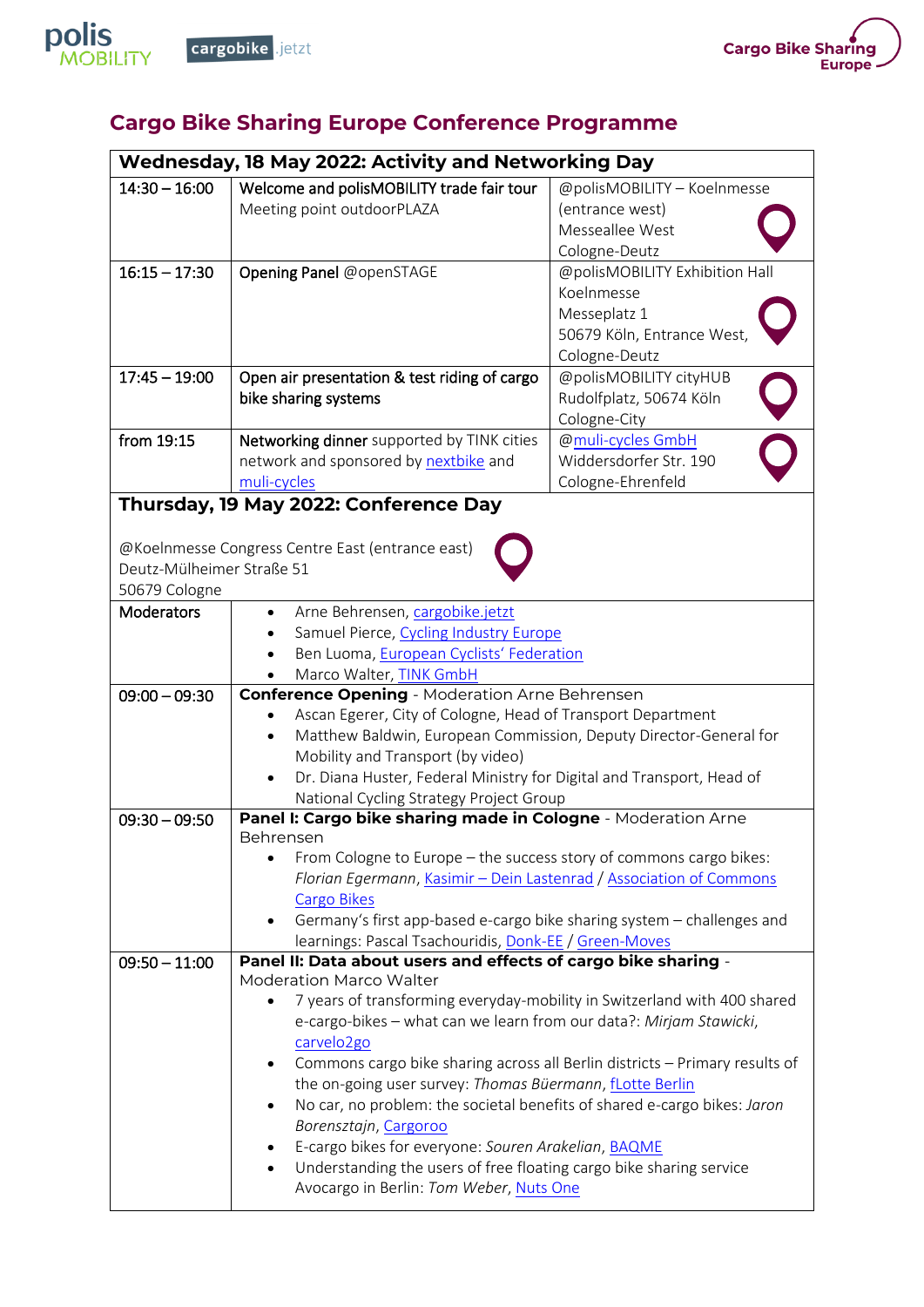# Cargo Bike Sharing Europe Conference Programme

| Wednesday, 18 May 2022: Activity and Networking Day | | |
|---|---|---|
| 14:30 – 16:00 | Welcome and polisMOBILITY trade fair tour<br>Meeting point outdoorPLAZA | @polisMOBILITY – Koelnmesse (entrance west)<br>Messeallee West<br>Cologne-Deutz |
| 16:15 – 17:30 | Opening Panel @openSTAGE | @polisMOBILITY Exhibition Hall Koelnmesse<br>Messeplatz 1<br>50679 Köln, Entrance West,<br>Cologne-Deutz |
| 17:45 – 19:00 | Open air presentation & test riding of cargo bike sharing systems | @polisMOBILITY cityHUB<br>Rudolfplatz, 50674 Köln<br>Cologne-City |
| from 19:15 | Networking dinner supported by TINK cities network and sponsored by nextbike and muli-cycles | @muli-cycles GmbH<br>Widdersdorfer Str. 190<br>Cologne-Ehrenfeld |

| Thursday, 19 May 2022: Conference Day<br><br>@Koelnmesse Congress Centre East (entrance east)<br>Deutz-Mülheimer Straße 51<br>50679 Cologne | |
|---|---|
| Moderators | • Arne Behrensen, cargobike.jetzt<br>• Samuel Pierce, Cycling Industry Europe<br>• Ben Luoma, European Cyclists' Federation<br>• Marco Walter, TINK GmbH |
| 09:00 – 09:30 | **Conference Opening** - Moderation Arne Behrensen<br>• Ascan Egerer, City of Cologne, Head of Transport Department<br>• Matthew Baldwin, European Commission, Deputy Director-General for Mobility and Transport (by video)<br>• Dr. Diana Huster, Federal Ministry for Digital and Transport, Head of National Cycling Strategy Project Group |
| 09:30 – 09:50 | **Panel I: Cargo bike sharing made in Cologne** - Moderation Arne Behrensen<br>• From Cologne to Europe – the success story of commons cargo bikes: *Florian Egermann*, Kasimir – Dein Lastenrad / Association of Commons Cargo Bikes<br>• Germany's first app-based e-cargo bike sharing system – challenges and learnings: Pascal Tsachouridis, Donk-EE / Green-Moves |
| 09:50 – 11:00 | **Panel II: Data about users and effects of cargo bike sharing** - Moderation Marco Walter<br>• 7 years of transforming everyday-mobility in Switzerland with 400 shared e-cargo-bikes – what can we learn from our data?: *Mirjam Stawicki*, carvelo2go<br>• Commons cargo bike sharing across all Berlin districts – Primary results of the on-going user survey: *Thomas Büermann*, fLotte Berlin<br>• No car, no problem: the societal benefits of shared e-cargo bikes: *Jaron Borensztajn*, Cargoroo<br>• E-cargo bikes for everyone: *Souren Arakelian*, BAQME<br>• Understanding the users of free floating cargo bike sharing service Avocargo in Berlin: *Tom Weber*, Nuts One |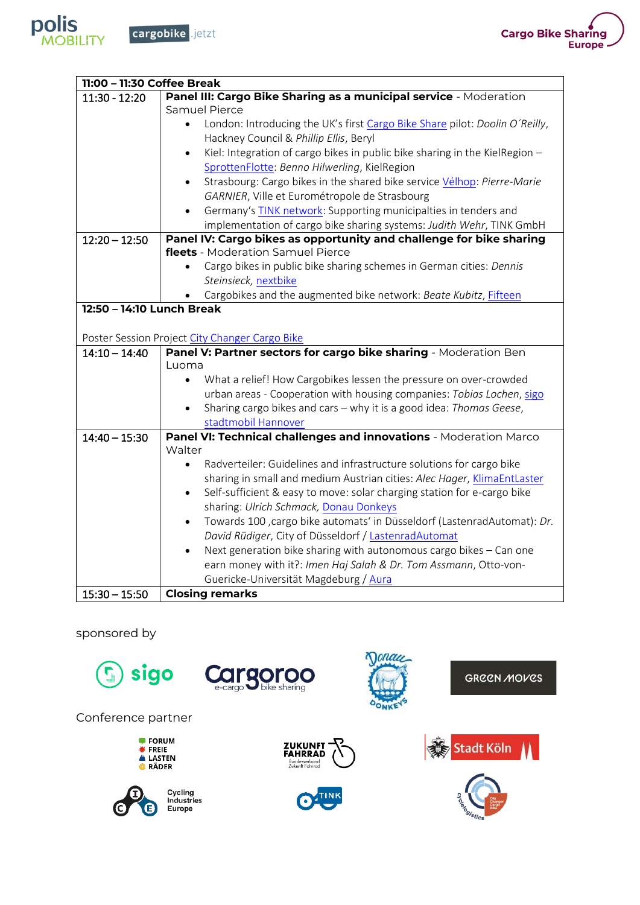| | |
|---|---|
| **11:00 – 11:30 Coffee Break** | |
| 11:30 - 12:20 | **Panel III: Cargo Bike Sharing as a municipal service** - Moderation Samuel Pierce<br>• London: Introducing the UK's first Cargo Bike Share pilot: *Doolin O´Reilly*, Hackney Council & *Phillip Ellis*, Beryl<br>• Kiel: Integration of cargo bikes in public bike sharing in the KielRegion – SprottenFlotte: *Benno Hilwerling*, KielRegion<br>• Strasbourg: Cargo bikes in the shared bike service Vélhop: *Pierre-Marie GARNIER*, Ville et Eurométropole de Strasbourg<br>• Germany's TINK network: Supporting municipalties in tenders and implementation of cargo bike sharing systems: *Judith Wehr*, TINK GmbH |
| 12:20 – 12:50 | **Panel IV: Cargo bikes as opportunity and challenge for bike sharing fleets** - Moderation Samuel Pierce<br>• Cargo bikes in public bike sharing schemes in German cities: *Dennis Steinsieck*, nextbike<br>• Cargobikes and the augmented bike network: *Beate Kubitz*, Fifteen |
| **12:50 – 14:10 Lunch Break**<br><br>Poster Session Project City Changer Cargo Bike | |
| 14:10 – 14:40 | **Panel V: Partner sectors for cargo bike sharing** - Moderation Ben Luoma<br>• What a relief! How Cargobikes lessen the pressure on over-crowded urban areas - Cooperation with housing companies: *Tobias Lochen*, sigo<br>• Sharing cargo bikes and cars – why it is a good idea: *Thomas Geese*, stadtmobil Hannover |
| 14:40 – 15:30 | **Panel VI: Technical challenges and innovations** - Moderation Marco Walter<br>• Radverteiler: Guidelines and infrastructure solutions for cargo bike sharing in small and medium Austrian cities: *Alec Hager*, KlimaEntLaster<br>• Self-sufficient & easy to move: solar charging station for e-cargo bike sharing: *Ulrich Schmack*, Donau Donkeys<br>• Towards 100 ,cargo bike automats' in Düsseldorf (LastenradAutomat): *Dr. David Rüdiger*, City of Düsseldorf / LastenradAutomat<br>• Next generation bike sharing with autonomous cargo bikes – Can one earn money with it?: *Imen Haj Salah & Dr. Tom Assmann*, Otto-von-Guericke-Universität Magdeburg / Aura |
| 15:30 – 15:50 | **Closing remarks** |

sponsored by

Conference partner